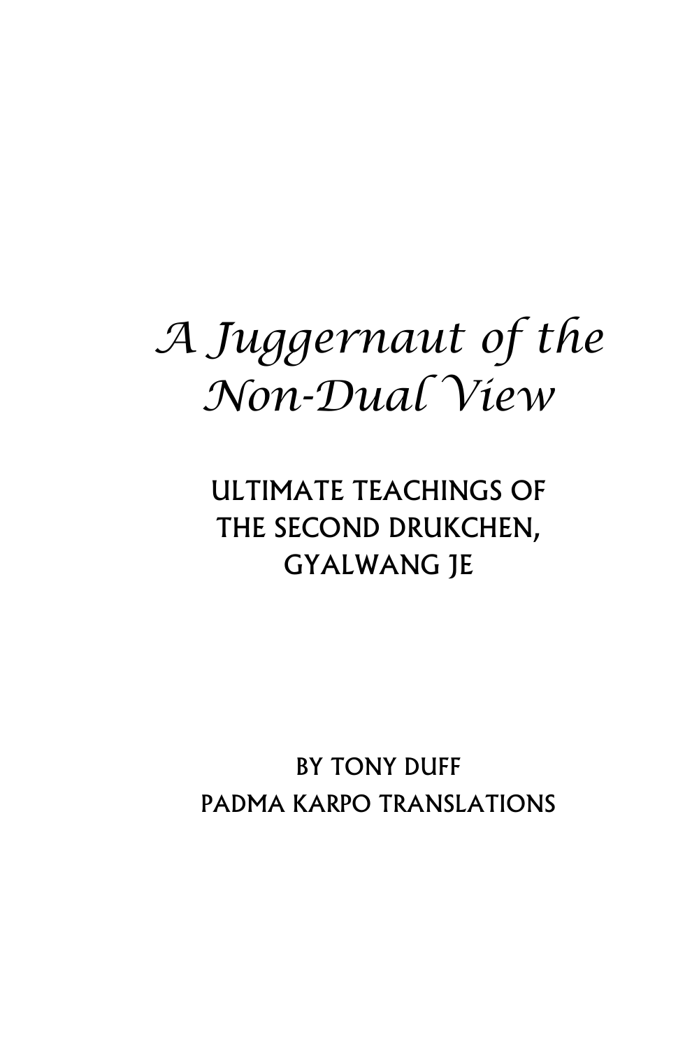# *A Juggernaut of the Non-Dual View*

## ULTIMATE TEACHINGS OF THE SECOND DRUKCHEN, GYALWANG JE

BY TONY DUFF
PADMA KARPO TRANSLATIONS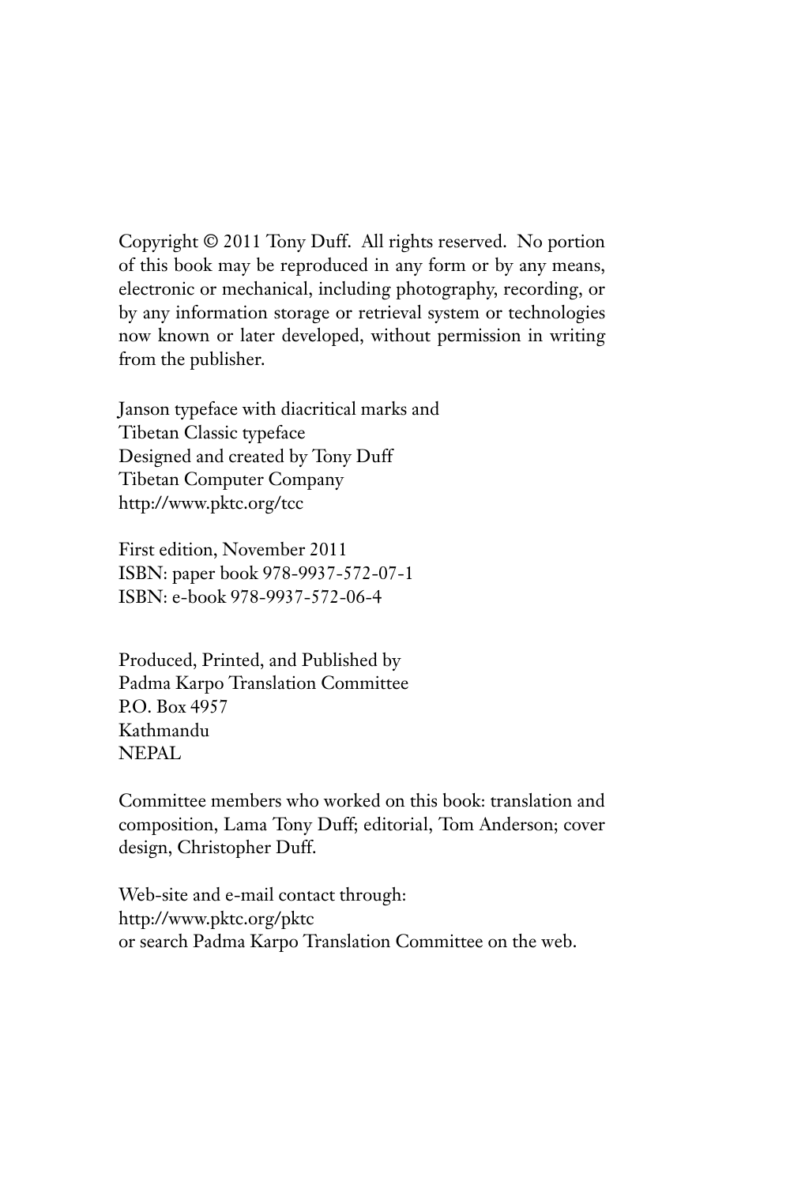Copyright © 2011 Tony Duff. All rights reserved. No portion of this book may be reproduced in any form or by any means, electronic or mechanical, including photography, recording, or by any information storage or retrieval system or technologies now known or later developed, without permission in writing from the publisher.

Janson typeface with diacritical marks and
Tibetan Classic typeface
Designed and created by Tony Duff
Tibetan Computer Company
http://www.pktc.org/tcc

First edition, November 2011
ISBN: paper book 978-9937-572-07-1
ISBN: e-book 978-9937-572-06-4

Produced, Printed, and Published by
Padma Karpo Translation Committee
P.O. Box 4957
Kathmandu
NEPAL

Committee members who worked on this book: translation and composition, Lama Tony Duff; editorial, Tom Anderson; cover design, Christopher Duff.

Web-site and e-mail contact through:
http://www.pktc.org/pktc
or search Padma Karpo Translation Committee on the web.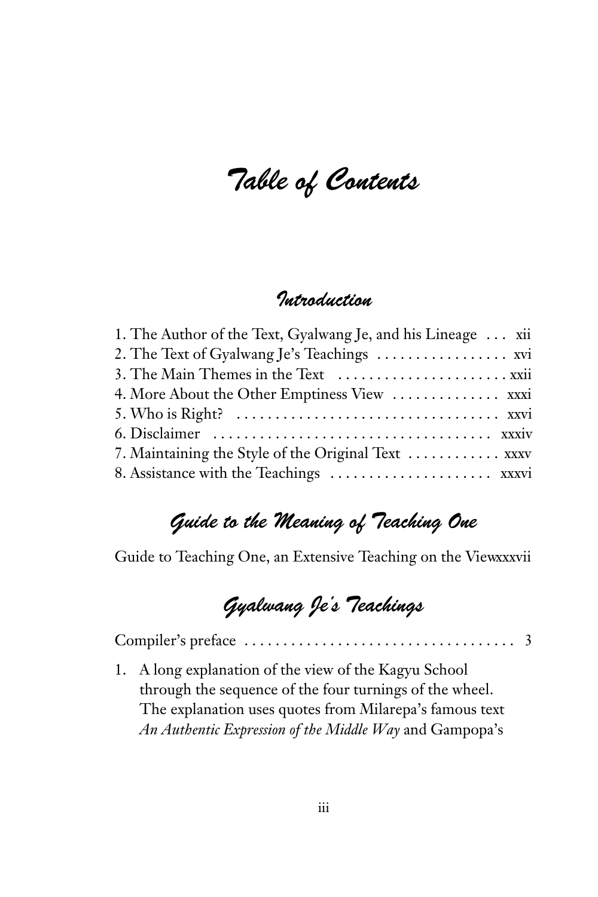# Table of Contents

## Introduction

1. The Author of the Text, Gyalwang Je, and his Lineage ... xii
2. The Text of Gyalwang Je's Teachings ... xvi
3. The Main Themes in the Text ... xxii
4. More About the Other Emptiness View ... xxxi
5. Who is Right? ... xxvi
6. Disclaimer ... xxxiv
7. Maintaining the Style of the Original Text ... xxxv
8. Assistance with the Teachings ... xxxvi

## Guide to the Meaning of Teaching One

Guide to Teaching One, an Extensive Teaching on the Viewxxxvii

## Gyalwang Je's Teachings

Compiler's preface ... 3

1. A long explanation of the view of the Kagyu School through the sequence of the four turnings of the wheel. The explanation uses quotes from Milarepa's famous text *An Authentic Expression of the Middle Way* and Gampopa's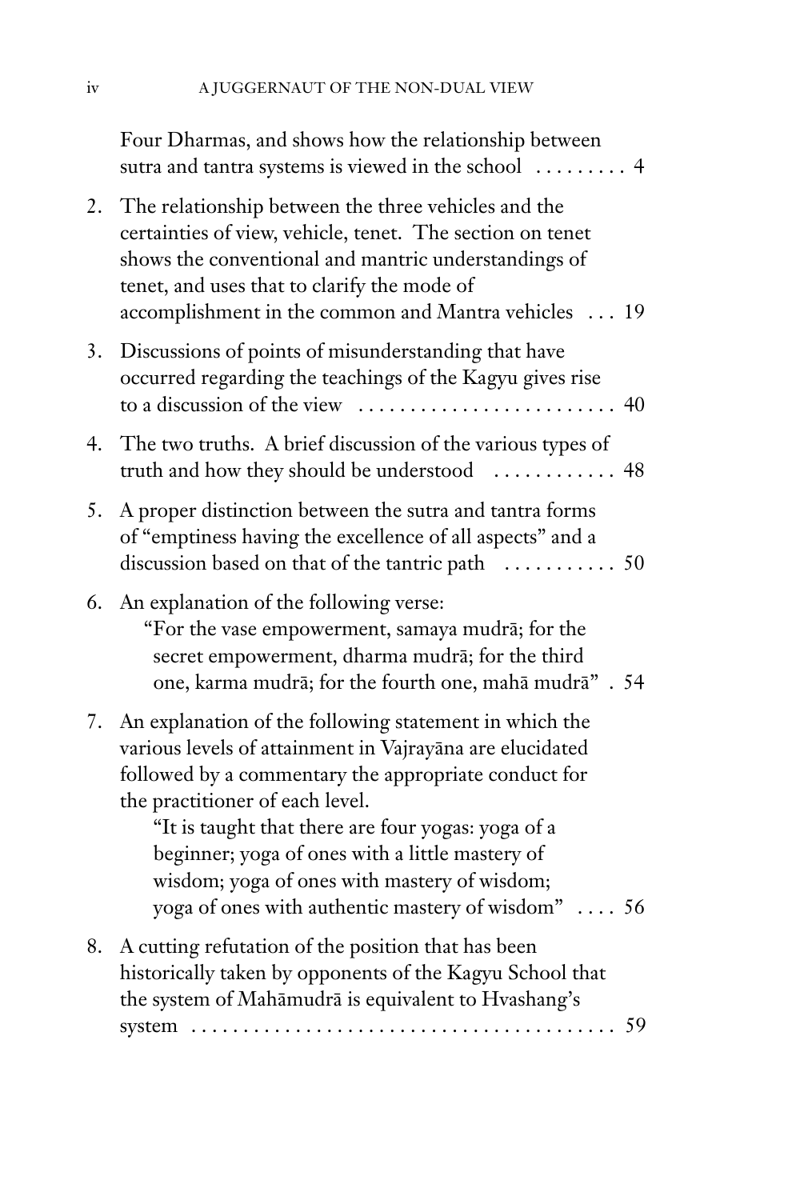Four Dharmas, and shows how the relationship between sutra and tantra systems is viewed in the school . . . . . . . . . 4

2. The relationship between the three vehicles and the certainties of view, vehicle, tenet. The section on tenet shows the conventional and mantric understandings of tenet, and uses that to clarify the mode of accomplishment in the common and Mantra vehicles . . . 19

3. Discussions of points of misunderstanding that have occurred regarding the teachings of the Kagyu gives rise to a discussion of the view . . . . . . . . . . . . . . . . . . . . . . . . . 40

4. The two truths. A brief discussion of the various types of truth and how they should be understood . . . . . . . . . . . . 48

5. A proper distinction between the sutra and tantra forms of "emptiness having the excellence of all aspects" and a discussion based on that of the tantric path . . . . . . . . . . . 50

6. An explanation of the following verse:
   "For the vase empowerment, samaya mudrā; for the secret empowerment, dharma mudrā; for the third one, karma mudrā; for the fourth one, mahā mudrā" . 54

7. An explanation of the following statement in which the various levels of attainment in Vajrayāna are elucidated followed by a commentary the appropriate conduct for the practitioner of each level.
   "It is taught that there are four yogas: yoga of a beginner; yoga of ones with a little mastery of wisdom; yoga of ones with mastery of wisdom; yoga of ones with authentic mastery of wisdom" . . . . 56

8. A cutting refutation of the position that has been historically taken by opponents of the Kagyu School that the system of Mahāmudrā is equivalent to Hvashang's system . . . . . . . . . . . . . . . . . . . . . . . . . . . . . . . . . . . . . . . . . 59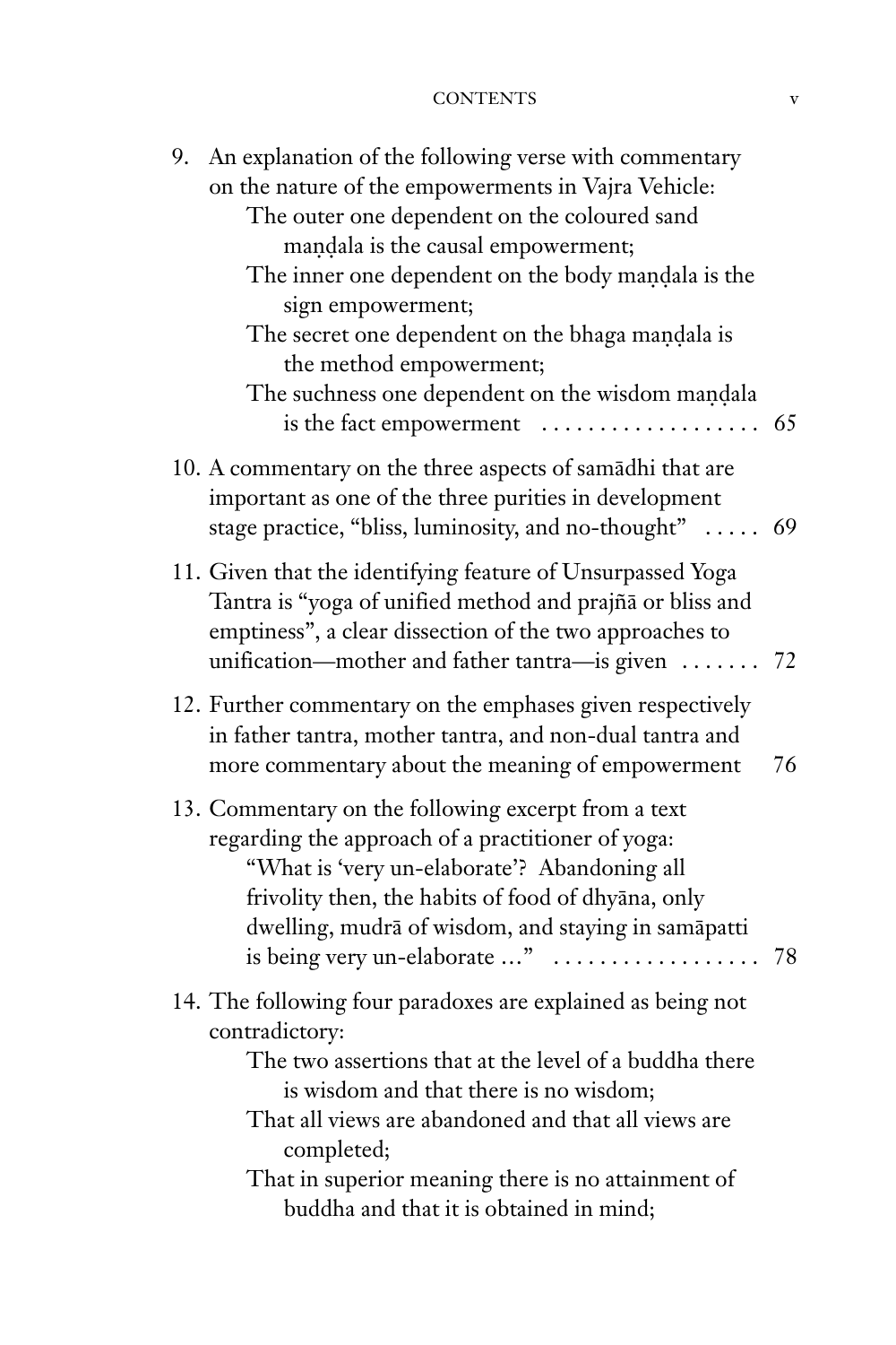9. An explanation of the following verse with commentary on the nature of the empowerments in Vajra Vehicle:

   The outer one dependent on the coloured sand maṇḍala is the causal empowerment;
   The inner one dependent on the body maṇḍala is the sign empowerment;
   The secret one dependent on the bhaga maṇḍala is the method empowerment;
   The suchness one dependent on the wisdom maṇḍala is the fact empowerment . . . . . . . . . . . . . . . . . . . 65

10. A commentary on the three aspects of samādhi that are important as one of the three purities in development stage practice, "bliss, luminosity, and no-thought" . . . . . 69

11. Given that the identifying feature of Unsurpassed Yoga Tantra is "yoga of unified method and prajñā or bliss and emptiness", a clear dissection of the two approaches to unification—mother and father tantra—is given . . . . . . . 72

12. Further commentary on the emphases given respectively in father tantra, mother tantra, and non-dual tantra and more commentary about the meaning of empowerment 76

13. Commentary on the following excerpt from a text regarding the approach of a practitioner of yoga:

    "What is 'very un-elaborate'? Abandoning all frivolity then, the habits of food of dhyāna, only dwelling, mudrā of wisdom, and staying in samāpatti is being very un-elaborate …" . . . . . . . . . . . . . . . . . . 78

14. The following four paradoxes are explained as being not contradictory:

    The two assertions that at the level of a buddha there is wisdom and that there is no wisdom;
    That all views are abandoned and that all views are completed;
    That in superior meaning there is no attainment of buddha and that it is obtained in mind;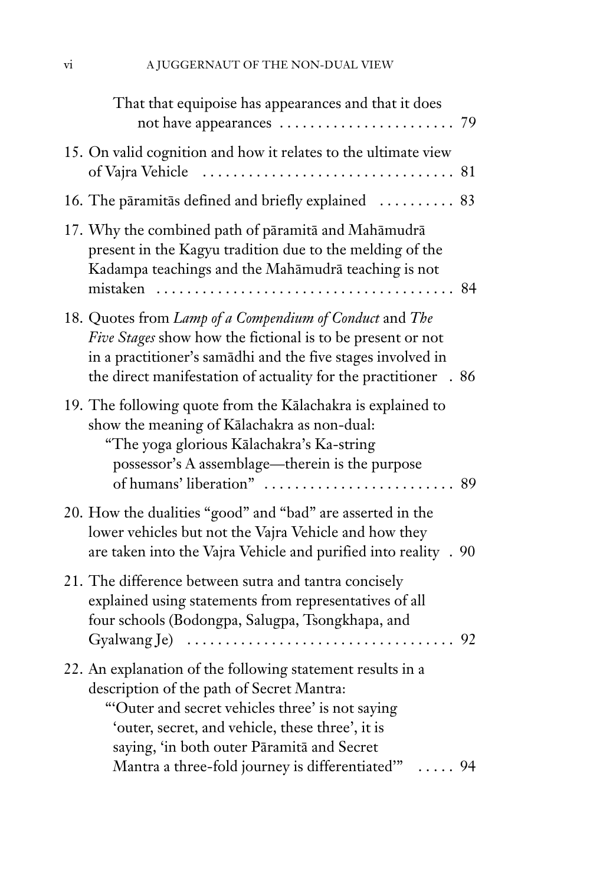That that equipoise has appearances and that it does not have appearances . . . . . . . . . . . . . . . . . . . . . . . 79

15. On valid cognition and how it relates to the ultimate view of Vajra Vehicle . . . . . . . . . . . . . . . . . . . . . . . . . . . . . . . . . 81

16. The pāramitās defined and briefly explained . . . . . . . . . . 83

17. Why the combined path of pāramitā and Mahāmudrā present in the Kagyu tradition due to the melding of the Kadampa teachings and the Mahāmudrā teaching is not mistaken . . . . . . . . . . . . . . . . . . . . . . . . . . . . . . . . . . . . . . 84

18. Quotes from *Lamp of a Compendium of Conduct* and *The Five Stages* show how the fictional is to be present or not in a practitioner's samādhi and the five stages involved in the direct manifestation of actuality for the practitioner . 86

19. The following quote from the Kālachakra is explained to show the meaning of Kālachakra as non-dual:
    "The yoga glorious Kālachakra's Ka-string possessor's A assemblage—therein is the purpose of humans' liberation" . . . . . . . . . . . . . . . . . . . . . . . . . 89

20. How the dualities "good" and "bad" are asserted in the lower vehicles but not the Vajra Vehicle and how they are taken into the Vajra Vehicle and purified into reality . 90

21. The difference between sutra and tantra concisely explained using statements from representatives of all four schools (Bodongpa, Salugpa, Tsongkhapa, and Gyalwang Je) . . . . . . . . . . . . . . . . . . . . . . . . . . . . . . . . . . 92

22. An explanation of the following statement results in a description of the path of Secret Mantra:
    "'Outer and secret vehicles three' is not saying 'outer, secret, and vehicle, these three', it is saying, 'in both outer Pāramitā and Secret Mantra a three-fold journey is differentiated'" . . . . . 94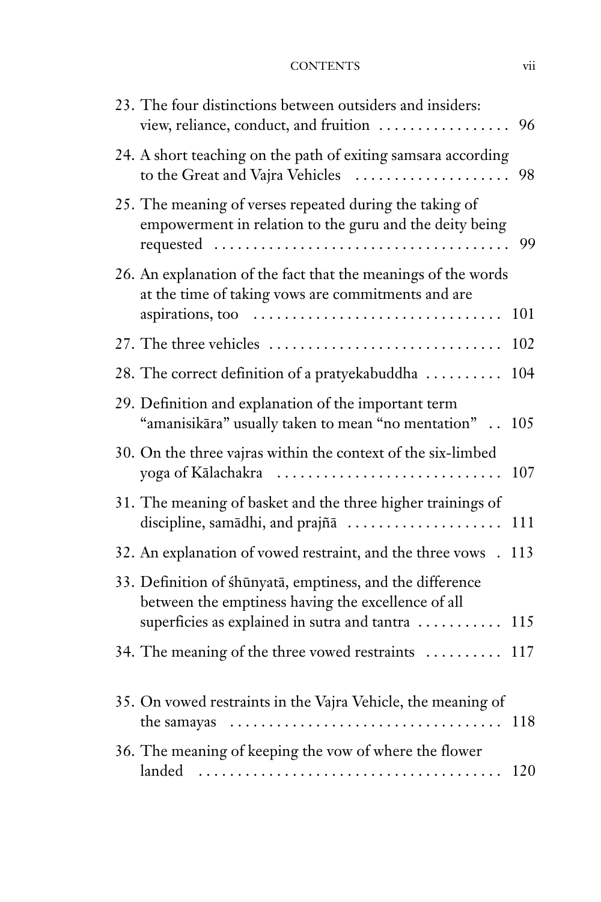23. The four distinctions between outsiders and insiders: view, reliance, conduct, and fruition . . . . . . . . . . . . . . . . . 96
24. A short teaching on the path of exiting samsara according to the Great and Vajra Vehicles . . . . . . . . . . . . . . . . . . . . 98
25. The meaning of verses repeated during the taking of empowerment in relation to the guru and the deity being requested . . . . . . . . . . . . . . . . . . . . . . . . . . . . . . . . . . . . . . 99
26. An explanation of the fact that the meanings of the words at the time of taking vows are commitments and are aspirations, too . . . . . . . . . . . . . . . . . . . . . . . . . . . . . . . 101
27. The three vehicles . . . . . . . . . . . . . . . . . . . . . . . . . . . . . 102
28. The correct definition of a pratyekabuddha . . . . . . . . . . 104
29. Definition and explanation of the important term "amanisikāra" usually taken to mean "no mentation" . . 105
30. On the three vajras within the context of the six-limbed yoga of Kālachakra . . . . . . . . . . . . . . . . . . . . . . . . . . . . 107
31. The meaning of basket and the three higher trainings of discipline, samādhi, and prajñā . . . . . . . . . . . . . . . . . . . 111
32. An explanation of vowed restraint, and the three vows . 113
33. Definition of śhūnyatā, emptiness, and the difference between the emptiness having the excellence of all superficies as explained in sutra and tantra . . . . . . . . . . . 115
34. The meaning of the three vowed restraints . . . . . . . . . . 117
35. On vowed restraints in the Vajra Vehicle, the meaning of the samayas . . . . . . . . . . . . . . . . . . . . . . . . . . . . . . . . . . . 118
36. The meaning of keeping the vow of where the flower landed . . . . . . . . . . . . . . . . . . . . . . . . . . . . . . . . . . . . . . . 120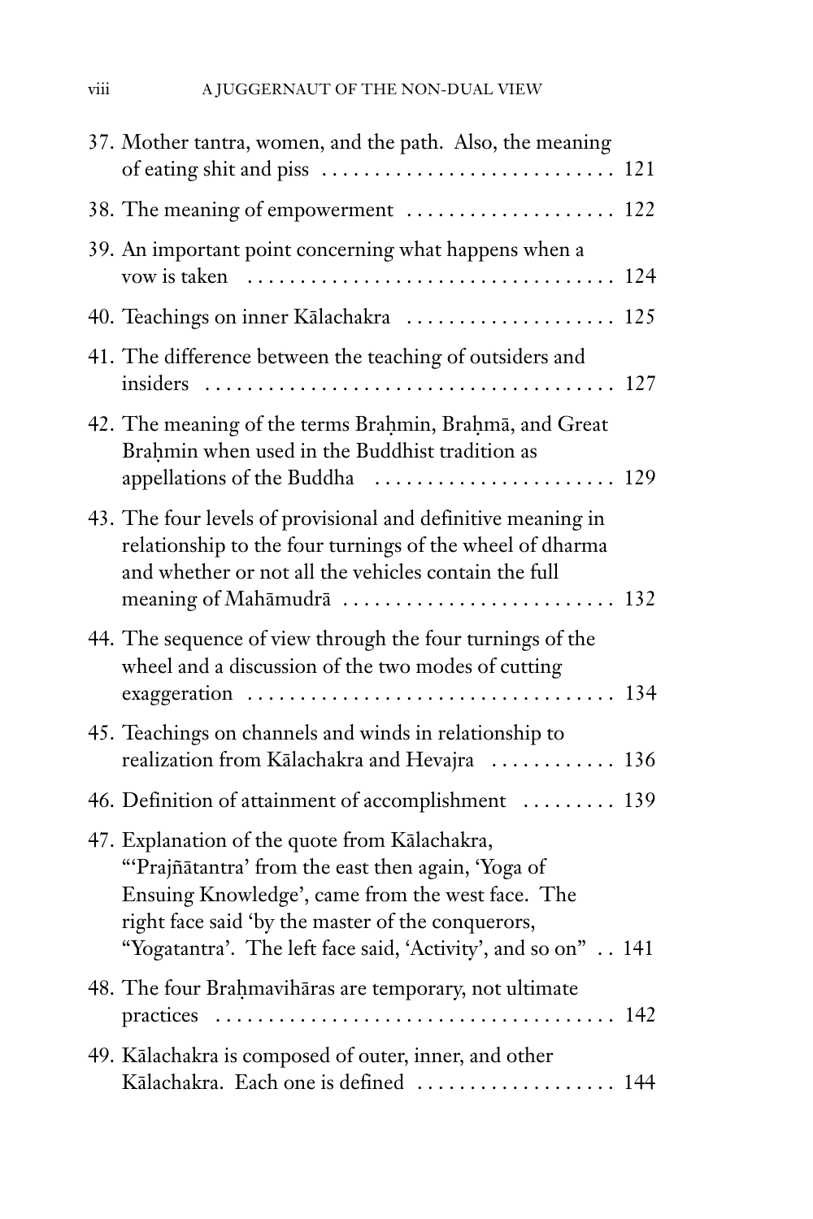37. Mother tantra, women, and the path. Also, the meaning of eating shit and piss ............................ 121

38. The meaning of empowerment .................... 122

39. An important point concerning what happens when a vow is taken ................................... 124

40. Teachings on inner Kālachakra .................... 125

41. The difference between the teaching of outsiders and insiders ....................................... 127

42. The meaning of the terms Brahmin, Brahmā, and Great Brahmin when used in the Buddhist tradition as appellations of the Buddha ....................... 129

43. The four levels of provisional and definitive meaning in relationship to the four turnings of the wheel of dharma and whether or not all the vehicles contain the full meaning of Mahāmudrā .......................... 132

44. The sequence of view through the four turnings of the wheel and a discussion of the two modes of cutting exaggeration .................................. 134

45. Teachings on channels and winds in relationship to realization from Kālachakra and Hevajra ............ 136

46. Definition of attainment of accomplishment ......... 139

47. Explanation of the quote from Kālachakra, "'Prajñātantra' from the east then again, 'Yoga of Ensuing Knowledge', came from the west face. The right face said 'by the master of the conquerors, "Yogatantra'. The left face said, 'Activity', and so on" .. 141

48. The four Brahmavihāras are temporary, not ultimate practices ...................................... 142

49. Kālachakra is composed of outer, inner, and other Kālachakra. Each one is defined ................... 144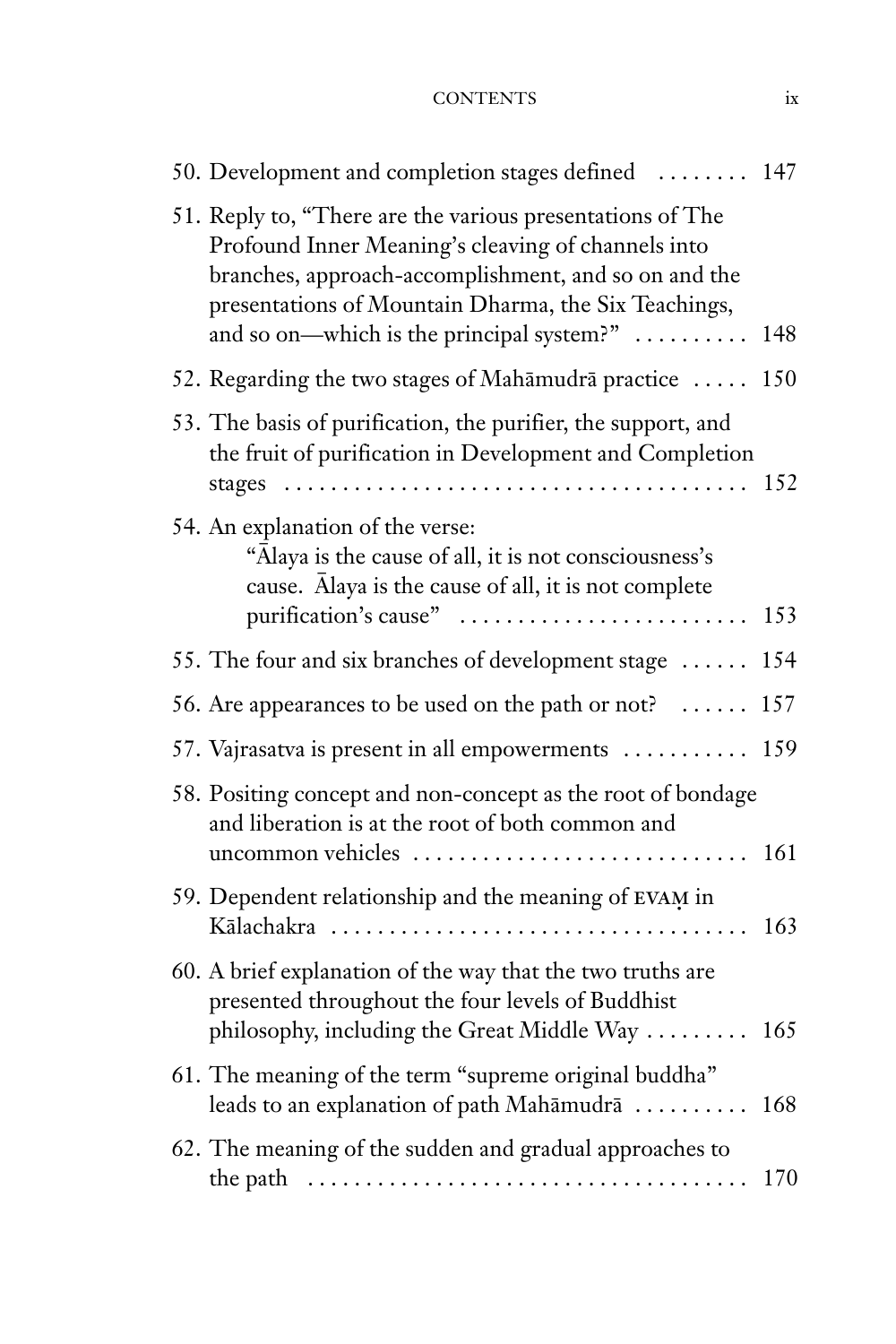50. Development and completion stages defined ........ 147
51. Reply to, "There are the various presentations of The Profound Inner Meaning's cleaving of channels into branches, approach-accomplishment, and so on and the presentations of Mountain Dharma, the Six Teachings, and so on—which is the principal system?" .......... 148
52. Regarding the two stages of Mahāmudrā practice ..... 150
53. The basis of purification, the purifier, the support, and the fruit of purification in Development and Completion stages ........................................ 152
54. An explanation of the verse:
    "Ālaya is the cause of all, it is not consciousness's cause. Ālaya is the cause of all, it is not complete purification's cause" ......................... 153
55. The four and six branches of development stage ...... 154
56. Are appearances to be used on the path or not? ...... 157
57. Vajrasatva is present in all empowerments ........... 159
58. Positing concept and non-concept as the root of bondage and liberation is at the root of both common and uncommon vehicles ............................ 161
59. Dependent relationship and the meaning of EVAṂ in Kālachakra ..................................... 163
60. A brief explanation of the way that the two truths are presented throughout the four levels of Buddhist philosophy, including the Great Middle Way ......... 165
61. The meaning of the term "supreme original buddha" leads to an explanation of path Mahāmudrā .......... 168
62. The meaning of the sudden and gradual approaches to the path ...................................... 170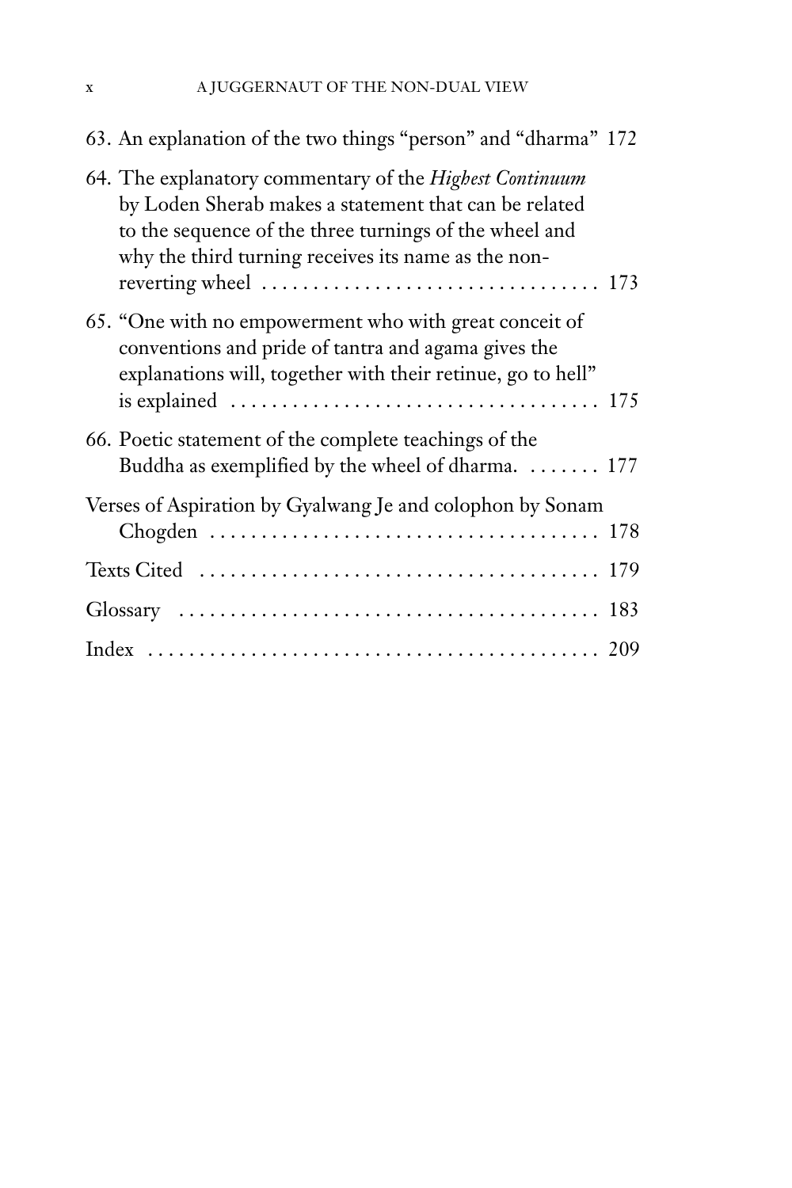63. An explanation of the two things "person" and "dharma" 172

64. The explanatory commentary of the *Highest Continuum* by Loden Sherab makes a statement that can be related to the sequence of the three turnings of the wheel and why the third turning receives its name as the non-reverting wheel . . . . . . . . . . . . . . . . . . . . . . . . . . . . . . . . . 173

65. "One with no empowerment who with great conceit of conventions and pride of tantra and agama gives the explanations will, together with their retinue, go to hell" is explained . . . . . . . . . . . . . . . . . . . . . . . . . . . . . . . . . . . 175

66. Poetic statement of the complete teachings of the Buddha as exemplified by the wheel of dharma. . . . . . . . 177

Verses of Aspiration by Gyalwang Je and colophon by Sonam Chogden . . . . . . . . . . . . . . . . . . . . . . . . . . . . . . . . . . . . . 178

Texts Cited . . . . . . . . . . . . . . . . . . . . . . . . . . . . . . . . . . . . . . . 179

Glossary . . . . . . . . . . . . . . . . . . . . . . . . . . . . . . . . . . . . . . . . 183

Index . . . . . . . . . . . . . . . . . . . . . . . . . . . . . . . . . . . . . . . . . . . 209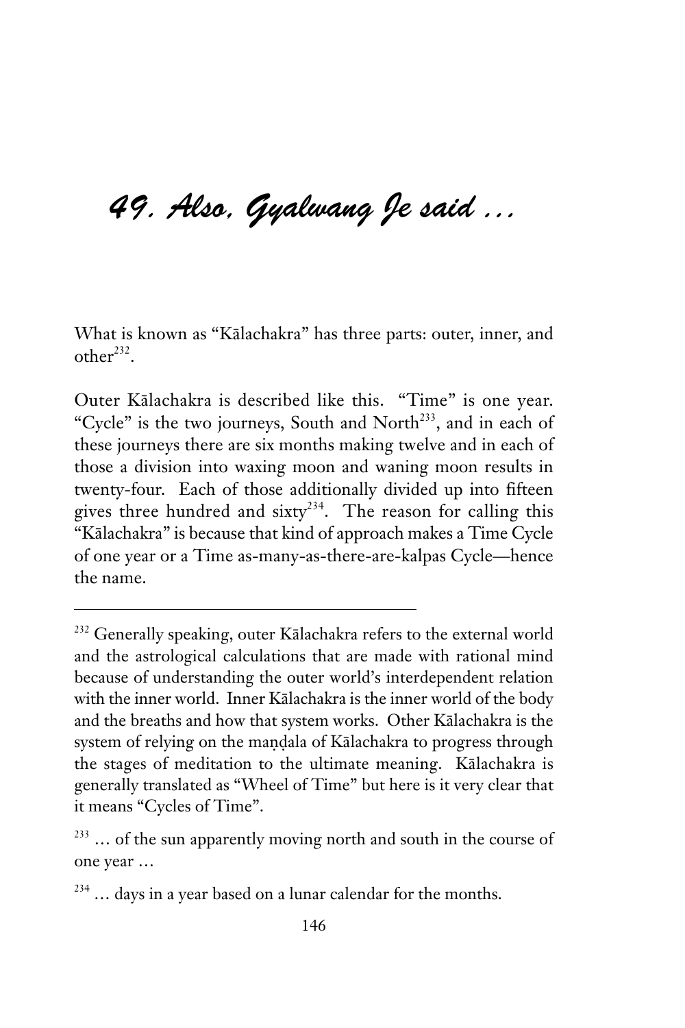# 49. Also, Gyalwang Je said …

What is known as "Kālachakra" has three parts: outer, inner, and other[232].

Outer Kālachakra is described like this. "Time" is one year. "Cycle" is the two journeys, South and North[233], and in each of these journeys there are six months making twelve and in each of those a division into waxing moon and waning moon results in twenty-four. Each of those additionally divided up into fifteen gives three hundred and sixty[234]. The reason for calling this "Kālachakra" is because that kind of approach makes a Time Cycle of one year or a Time as-many-as-there-are-kalpas Cycle—hence the name.

---

[232] Generally speaking, outer Kālachakra refers to the external world and the astrological calculations that are made with rational mind because of understanding the outer world's interdependent relation with the inner world. Inner Kālachakra is the inner world of the body and the breaths and how that system works. Other Kālachakra is the system of relying on the maṇḍala of Kālachakra to progress through the stages of meditation to the ultimate meaning. Kālachakra is generally translated as "Wheel of Time" but here is it very clear that it means "Cycles of Time".

[233] … of the sun apparently moving north and south in the course of one year …

[234] … days in a year based on a lunar calendar for the months.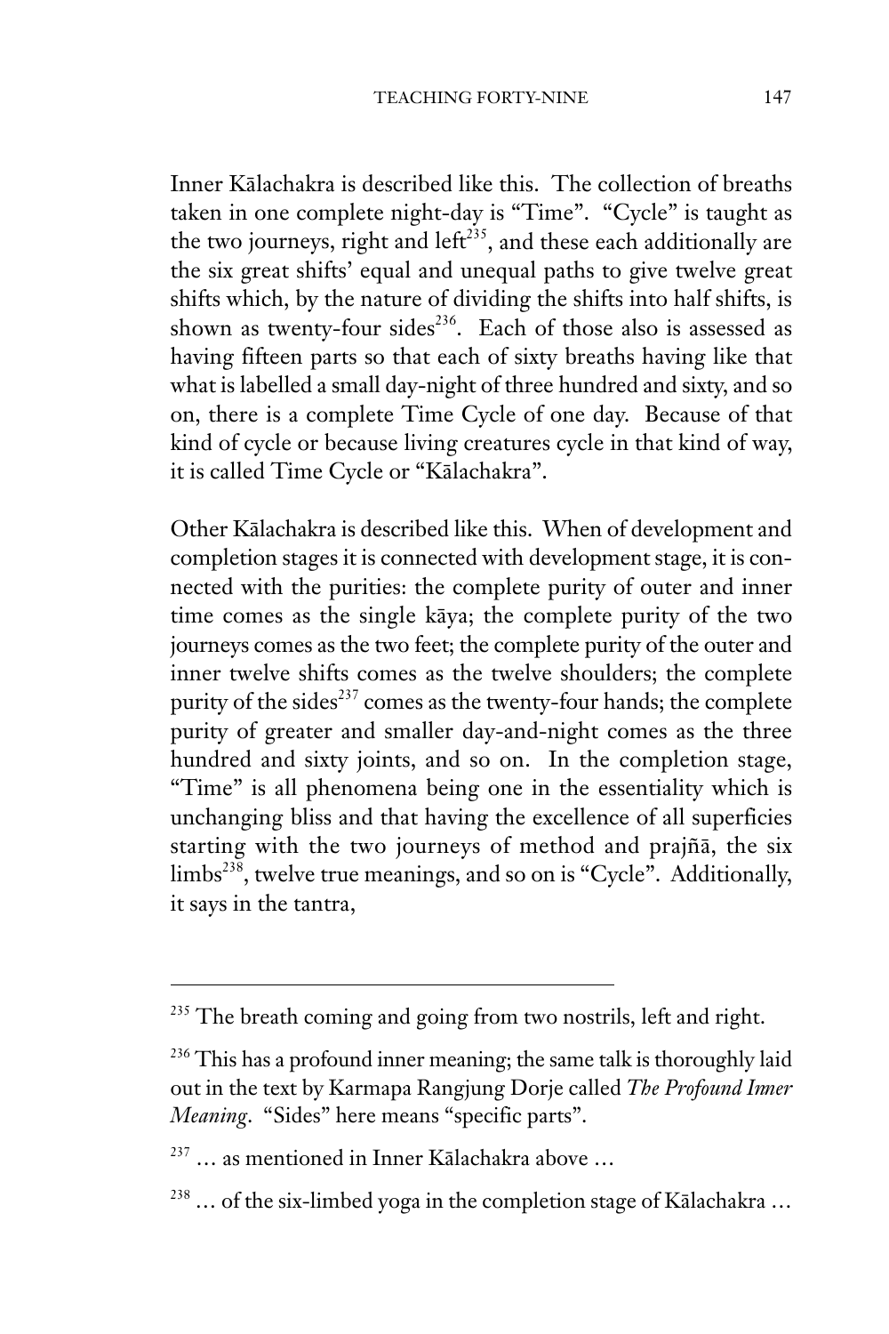Inner Kālachakra is described like this. The collection of breaths taken in one complete night-day is "Time". "Cycle" is taught as the two journeys, right and left[235], and these each additionally are the six great shifts' equal and unequal paths to give twelve great shifts which, by the nature of dividing the shifts into half shifts, is shown as twenty-four sides[236]. Each of those also is assessed as having fifteen parts so that each of sixty breaths having like that what is labelled a small day-night of three hundred and sixty, and so on, there is a complete Time Cycle of one day. Because of that kind of cycle or because living creatures cycle in that kind of way, it is called Time Cycle or "Kālachakra".

Other Kālachakra is described like this. When of development and completion stages it is connected with development stage, it is connected with the purities: the complete purity of outer and inner time comes as the single kāya; the complete purity of the two journeys comes as the two feet; the complete purity of the outer and inner twelve shifts comes as the twelve shoulders; the complete purity of the sides[237] comes as the twenty-four hands; the complete purity of greater and smaller day-and-night comes as the three hundred and sixty joints, and so on. In the completion stage, "Time" is all phenomena being one in the essentiality which is unchanging bliss and that having the excellence of all superficies starting with the two journeys of method and prajñā, the six limbs[238], twelve true meanings, and so on is "Cycle". Additionally, it says in the tantra,

---

[235] The breath coming and going from two nostrils, left and right.

[236] This has a profound inner meaning; the same talk is thoroughly laid out in the text by Karmapa Rangjung Dorje called *The Profound Inner Meaning*. "Sides" here means "specific parts".

[237] … as mentioned in Inner Kālachakra above …

[238] … of the six-limbed yoga in the completion stage of Kālachakra …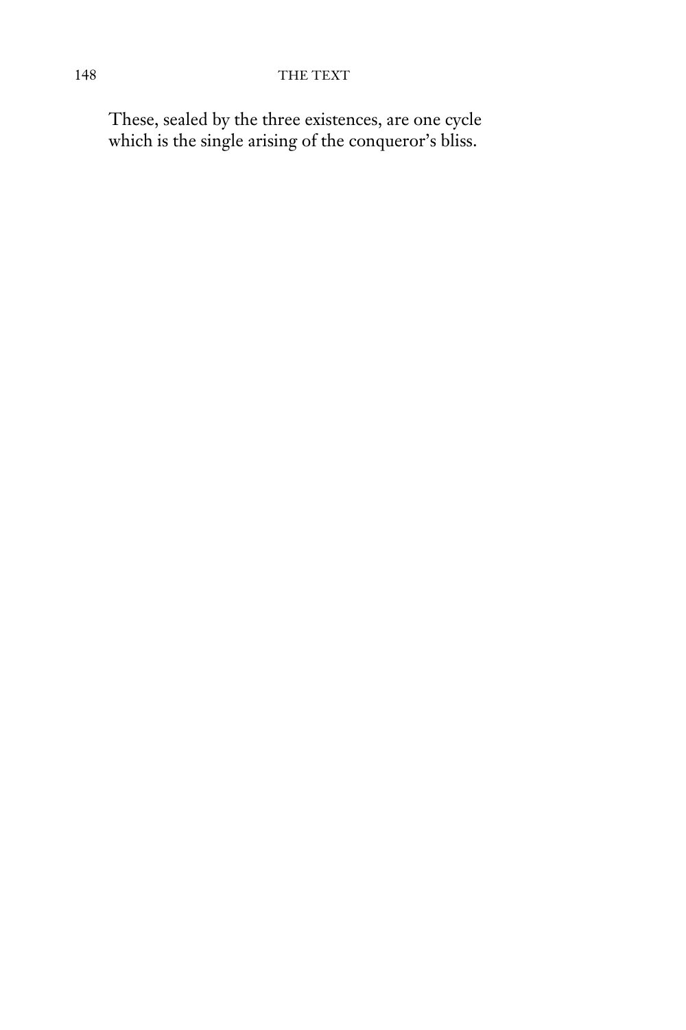These, sealed by the three existences, are one cycle
which is the single arising of the conqueror's bliss.